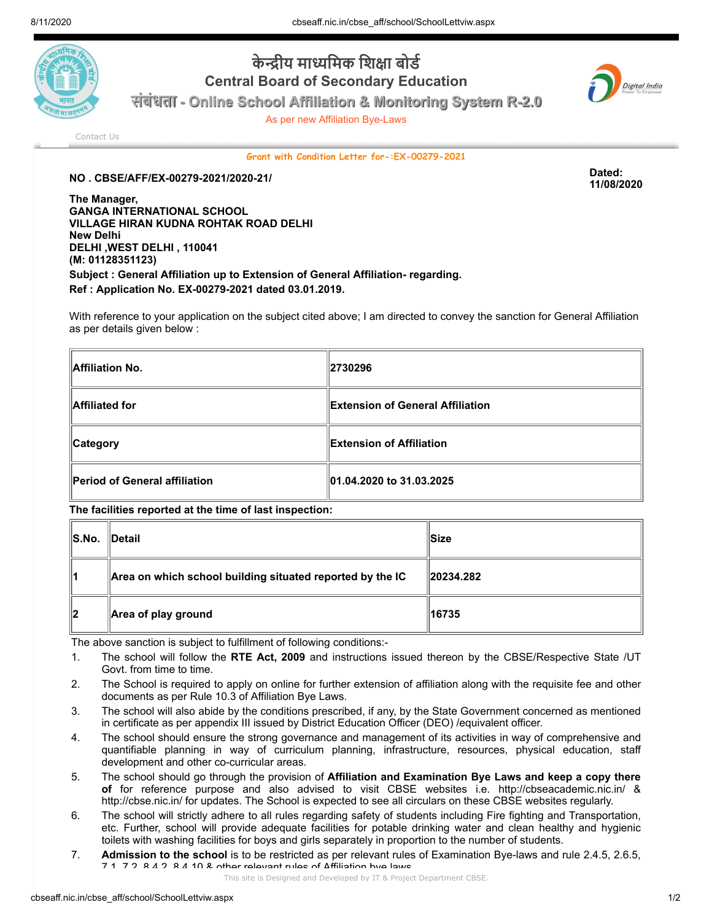# केन्द्रीय माध्यमिक शिक्षा बोर्ड

## Central Board of Secondary Education

### संबंधता - Online School Affiliation & Monitoring System R-2.0

As per new Affiliation Bye-Laws

Contact Us

**Grant with Condition Letter for-:EX-00279-2021**

**NO . CBSE/AFF/EX-00279-2021/2020-21/**

**Dated: 11/08/2020**

**The Manager,**
**GANGA INTERNATIONAL SCHOOL**
**VILLAGE HIRAN KUDNA ROHTAK ROAD DELHI**
**New Delhi**
**DELHI ,WEST DELHI , 110041**
**(M: 01128351123)**

**Subject : General Affiliation up to Extension of General Affiliation- regarding.**

**Ref : Application No. EX-00279-2021 dated 03.01.2019.**

With reference to your application on the subject cited above; I am directed to convey the sanction for General Affiliation as per details given below :

| | |
|---|---|
| **Affiliation No.** | **2730296** |
| **Affiliated for** | **Extension of General Affiliation** |
| **Category** | **Extension of Affiliation** |
| **Period of General affiliation** | **01.04.2020 to 31.03.2025** |

**The facilities reported at the time of last inspection:**

| S.No. | Detail | Size |
|---|---|---|
| 1 | Area on which school building situated reported by the IC | 20234.282 |
| 2 | Area of play ground | 16735 |

The above sanction is subject to fulfillment of following conditions:-

1. The school will follow the **RTE Act, 2009** and instructions issued thereon by the CBSE/Respective State /UT Govt. from time to time.
2. The School is required to apply on online for further extension of affiliation along with the requisite fee and other documents as per Rule 10.3 of Affiliation Bye Laws.
3. The school will also abide by the conditions prescribed, if any, by the State Government concerned as mentioned in certificate as per appendix III issued by District Education Officer (DEO) /equivalent officer.
4. The school should ensure the strong governance and management of its activities in way of comprehensive and quantifiable planning in way of curriculum planning, infrastructure, resources, physical education, staff development and other co-curricular areas.
5. The school should go through the provision of **Affiliation and Examination Bye Laws and keep a copy there of** for reference purpose and also advised to visit CBSE websites i.e. http://cbseacademic.nic.in/ & http://cbse.nic.in/ for updates. The School is expected to see all circulars on these CBSE websites regularly.
6. The school will strictly adhere to all rules regarding safety of students including Fire fighting and Transportation, etc. Further, school will provide adequate facilities for potable drinking water and clean healthy and hygienic toilets with washing facilities for boys and girls separately in proportion to the number of students.
7. **Admission to the school** is to be restricted as per relevant rules of Examination Bye-laws and rule 2.4.5, 2.6.5, 7.1, 7.2, 8.4.2, 8.4.10 & other relevant rules of Affiliation bye laws.

This site is Designed and Developed by IT & Project Department CBSE.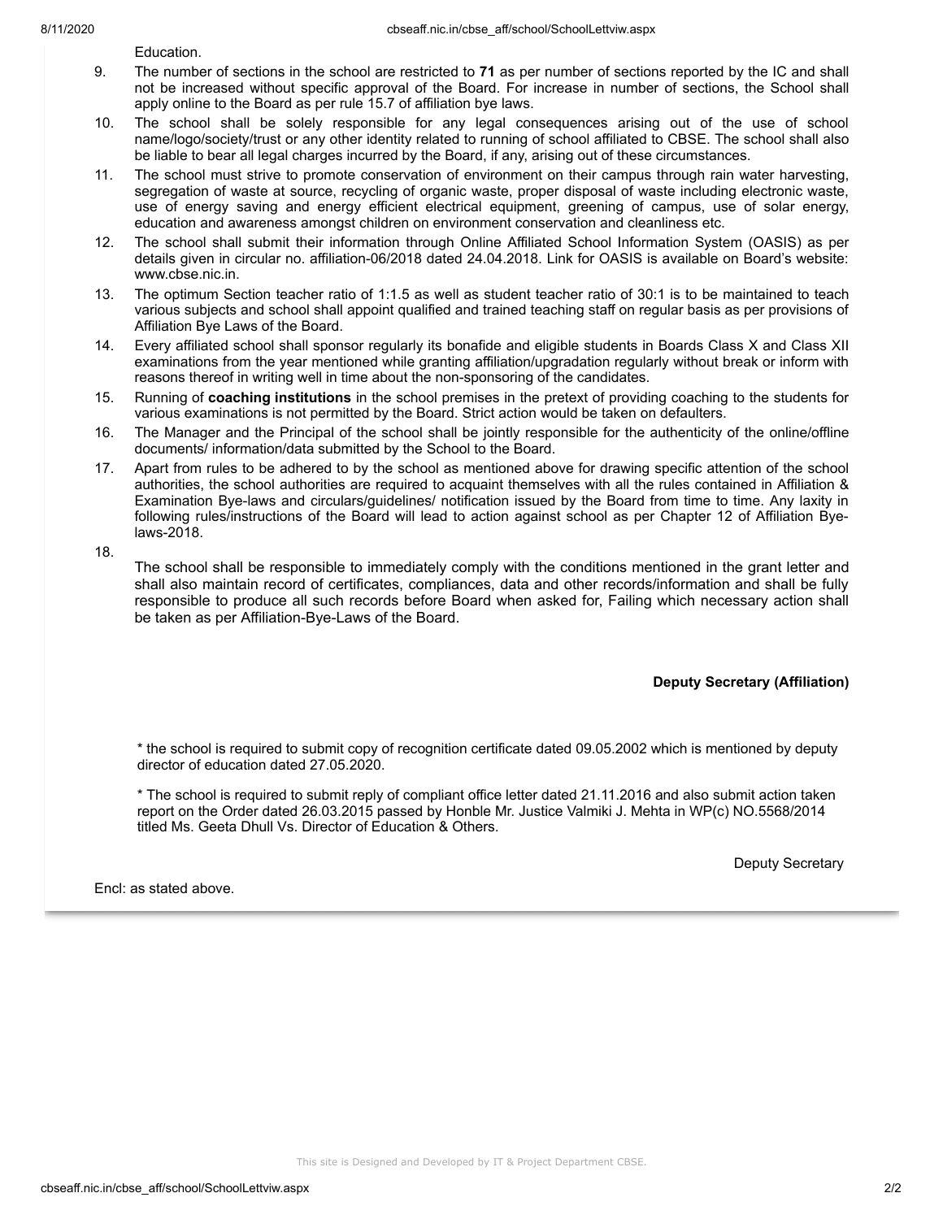Education.

9. The number of sections in the school are restricted to **71** as per number of sections reported by the IC and shall not be increased without specific approval of the Board. For increase in number of sections, the School shall apply online to the Board as per rule 15.7 of affiliation bye laws.
10. The school shall be solely responsible for any legal consequences arising out of the use of school name/logo/society/trust or any other identity related to running of school affiliated to CBSE. The school shall also be liable to bear all legal charges incurred by the Board, if any, arising out of these circumstances.
11. The school must strive to promote conservation of environment on their campus through rain water harvesting, segregation of waste at source, recycling of organic waste, proper disposal of waste including electronic waste, use of energy saving and energy efficient electrical equipment, greening of campus, use of solar energy, education and awareness amongst children on environment conservation and cleanliness etc.
12. The school shall submit their information through Online Affiliated School Information System (OASIS) as per details given in circular no. affiliation-06/2018 dated 24.04.2018. Link for OASIS is available on Board's website: www.cbse.nic.in.
13. The optimum Section teacher ratio of 1:1.5 as well as student teacher ratio of 30:1 is to be maintained to teach various subjects and school shall appoint qualified and trained teaching staff on regular basis as per provisions of Affiliation Bye Laws of the Board.
14. Every affiliated school shall sponsor regularly its bonafide and eligible students in Boards Class X and Class XII examinations from the year mentioned while granting affiliation/upgradation regularly without break or inform with reasons thereof in writing well in time about the non-sponsoring of the candidates.
15. Running of **coaching institutions** in the school premises in the pretext of providing coaching to the students for various examinations is not permitted by the Board. Strict action would be taken on defaulters.
16. The Manager and the Principal of the school shall be jointly responsible for the authenticity of the online/offline documents/ information/data submitted by the School to the Board.
17. Apart from rules to be adhered to by the school as mentioned above for drawing specific attention of the school authorities, the school authorities are required to acquaint themselves with all the rules contained in Affiliation & Examination Bye-laws and circulars/guidelines/ notification issued by the Board from time to time. Any laxity in following rules/instructions of the Board will lead to action against school as per Chapter 12 of Affiliation Bye-laws-2018.
18. The school shall be responsible to immediately comply with the conditions mentioned in the grant letter and shall also maintain record of certificates, compliances, data and other records/information and shall be fully responsible to produce all such records before Board when asked for, Failing which necessary action shall be taken as per Affiliation-Bye-Laws of the Board.

**Deputy Secretary (Affiliation)**

* the school is required to submit copy of recognition certificate dated 09.05.2002 which is mentioned by deputy director of education dated 27.05.2020.

* The school is required to submit reply of compliant office letter dated 21.11.2016 and also submit action taken report on the Order dated 26.03.2015 passed by Honble Mr. Justice Valmiki J. Mehta in WP(c) NO.5568/2014 titled Ms. Geeta Dhull Vs. Director of Education & Others.

Deputy Secretary

Encl: as stated above.

This site is Designed and Developed by IT & Project Department CBSE.